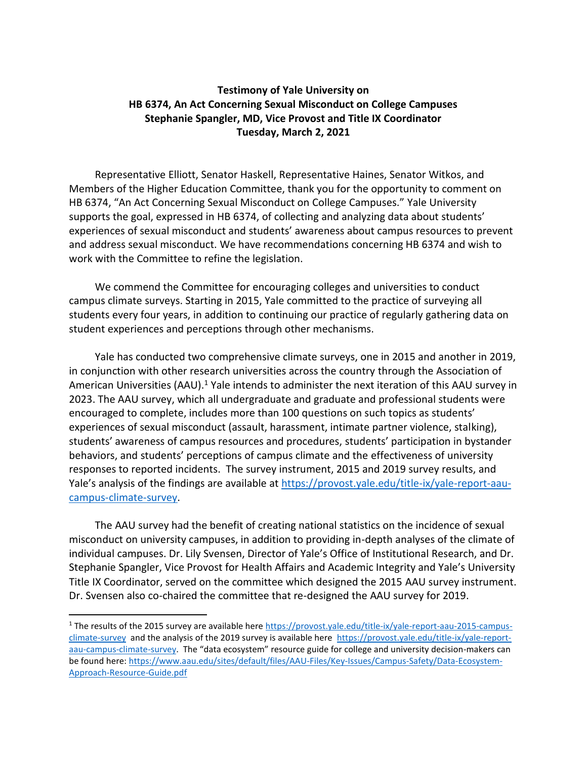**Testimony of Yale University on**
**HB 6374, An Act Concerning Sexual Misconduct on College Campuses**
**Stephanie Spangler, MD, Vice Provost and Title IX Coordinator**
**Tuesday, March 2, 2021**

Representative Elliott, Senator Haskell, Representative Haines, Senator Witkos, and Members of the Higher Education Committee, thank you for the opportunity to comment on HB 6374, "An Act Concerning Sexual Misconduct on College Campuses." Yale University supports the goal, expressed in HB 6374, of collecting and analyzing data about students' experiences of sexual misconduct and students' awareness about campus resources to prevent and address sexual misconduct. We have recommendations concerning HB 6374 and wish to work with the Committee to refine the legislation.

We commend the Committee for encouraging colleges and universities to conduct campus climate surveys. Starting in 2015, Yale committed to the practice of surveying all students every four years, in addition to continuing our practice of regularly gathering data on student experiences and perceptions through other mechanisms.

Yale has conducted two comprehensive climate surveys, one in 2015 and another in 2019, in conjunction with other research universities across the country through the Association of American Universities (AAU).[1] Yale intends to administer the next iteration of this AAU survey in 2023. The AAU survey, which all undergraduate and graduate and professional students were encouraged to complete, includes more than 100 questions on such topics as students' experiences of sexual misconduct (assault, harassment, intimate partner violence, stalking), students' awareness of campus resources and procedures, students' participation in bystander behaviors, and students' perceptions of campus climate and the effectiveness of university responses to reported incidents. The survey instrument, 2015 and 2019 survey results, and Yale's analysis of the findings are available at https://provost.yale.edu/title-ix/yale-report-aau-campus-climate-survey.

The AAU survey had the benefit of creating national statistics on the incidence of sexual misconduct on university campuses, in addition to providing in-depth analyses of the climate of individual campuses. Dr. Lily Svensen, Director of Yale's Office of Institutional Research, and Dr. Stephanie Spangler, Vice Provost for Health Affairs and Academic Integrity and Yale's University Title IX Coordinator, served on the committee which designed the 2015 AAU survey instrument. Dr. Svensen also co-chaired the committee that re-designed the AAU survey for 2019.

---

[1] The results of the 2015 survey are available here https://provost.yale.edu/title-ix/yale-report-aau-2015-campus-climate-survey and the analysis of the 2019 survey is available here https://provost.yale.edu/title-ix/yale-report-aau-campus-climate-survey. The "data ecosystem" resource guide for college and university decision-makers can be found here: https://www.aau.edu/sites/default/files/AAU-Files/Key-Issues/Campus-Safety/Data-Ecosystem-Approach-Resource-Guide.pdf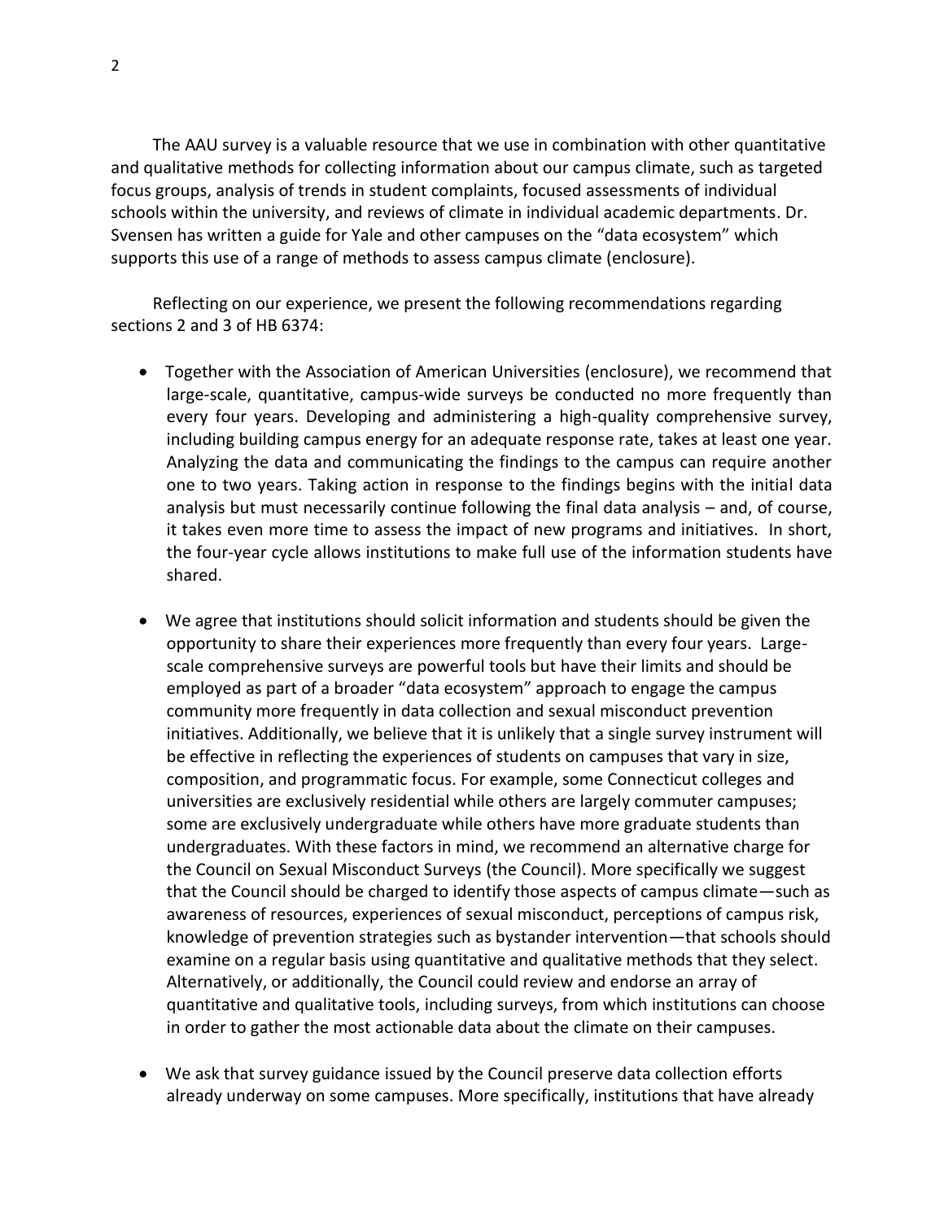The AAU survey is a valuable resource that we use in combination with other quantitative and qualitative methods for collecting information about our campus climate, such as targeted focus groups, analysis of trends in student complaints, focused assessments of individual schools within the university, and reviews of climate in individual academic departments. Dr. Svensen has written a guide for Yale and other campuses on the "data ecosystem" which supports this use of a range of methods to assess campus climate (enclosure).

Reflecting on our experience, we present the following recommendations regarding sections 2 and 3 of HB 6374:

- Together with the Association of American Universities (enclosure), we recommend that large-scale, quantitative, campus-wide surveys be conducted no more frequently than every four years. Developing and administering a high-quality comprehensive survey, including building campus energy for an adequate response rate, takes at least one year. Analyzing the data and communicating the findings to the campus can require another one to two years. Taking action in response to the findings begins with the initial data analysis but must necessarily continue following the final data analysis – and, of course, it takes even more time to assess the impact of new programs and initiatives. In short, the four-year cycle allows institutions to make full use of the information students have shared.

- We agree that institutions should solicit information and students should be given the opportunity to share their experiences more frequently than every four years. Large-scale comprehensive surveys are powerful tools but have their limits and should be employed as part of a broader "data ecosystem" approach to engage the campus community more frequently in data collection and sexual misconduct prevention initiatives. Additionally, we believe that it is unlikely that a single survey instrument will be effective in reflecting the experiences of students on campuses that vary in size, composition, and programmatic focus. For example, some Connecticut colleges and universities are exclusively residential while others are largely commuter campuses; some are exclusively undergraduate while others have more graduate students than undergraduates. With these factors in mind, we recommend an alternative charge for the Council on Sexual Misconduct Surveys (the Council). More specifically we suggest that the Council should be charged to identify those aspects of campus climate—such as awareness of resources, experiences of sexual misconduct, perceptions of campus risk, knowledge of prevention strategies such as bystander intervention—that schools should examine on a regular basis using quantitative and qualitative methods that they select. Alternatively, or additionally, the Council could review and endorse an array of quantitative and qualitative tools, including surveys, from which institutions can choose in order to gather the most actionable data about the climate on their campuses.

- We ask that survey guidance issued by the Council preserve data collection efforts already underway on some campuses. More specifically, institutions that have already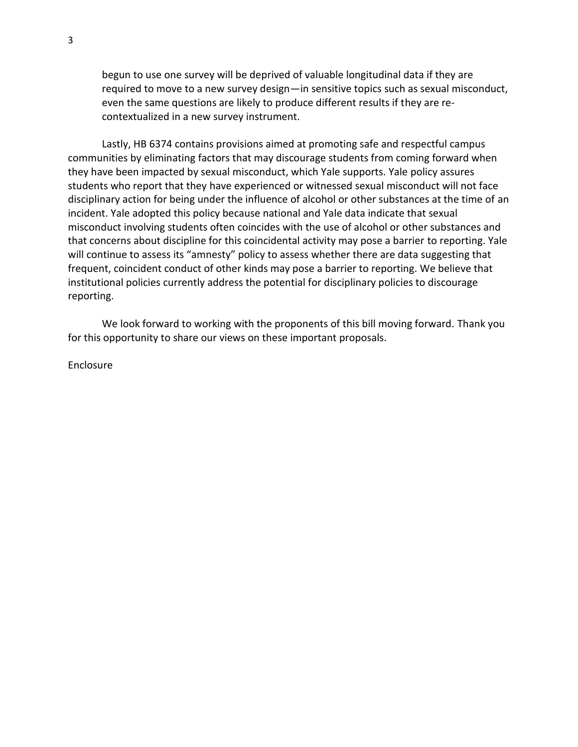begun to use one survey will be deprived of valuable longitudinal data if they are required to move to a new survey design—in sensitive topics such as sexual misconduct, even the same questions are likely to produce different results if they are re-contextualized in a new survey instrument.

Lastly, HB 6374 contains provisions aimed at promoting safe and respectful campus communities by eliminating factors that may discourage students from coming forward when they have been impacted by sexual misconduct, which Yale supports. Yale policy assures students who report that they have experienced or witnessed sexual misconduct will not face disciplinary action for being under the influence of alcohol or other substances at the time of an incident. Yale adopted this policy because national and Yale data indicate that sexual misconduct involving students often coincides with the use of alcohol or other substances and that concerns about discipline for this coincidental activity may pose a barrier to reporting. Yale will continue to assess its "amnesty" policy to assess whether there are data suggesting that frequent, coincident conduct of other kinds may pose a barrier to reporting. We believe that institutional policies currently address the potential for disciplinary policies to discourage reporting.

We look forward to working with the proponents of this bill moving forward. Thank you for this opportunity to share our views on these important proposals.

Enclosure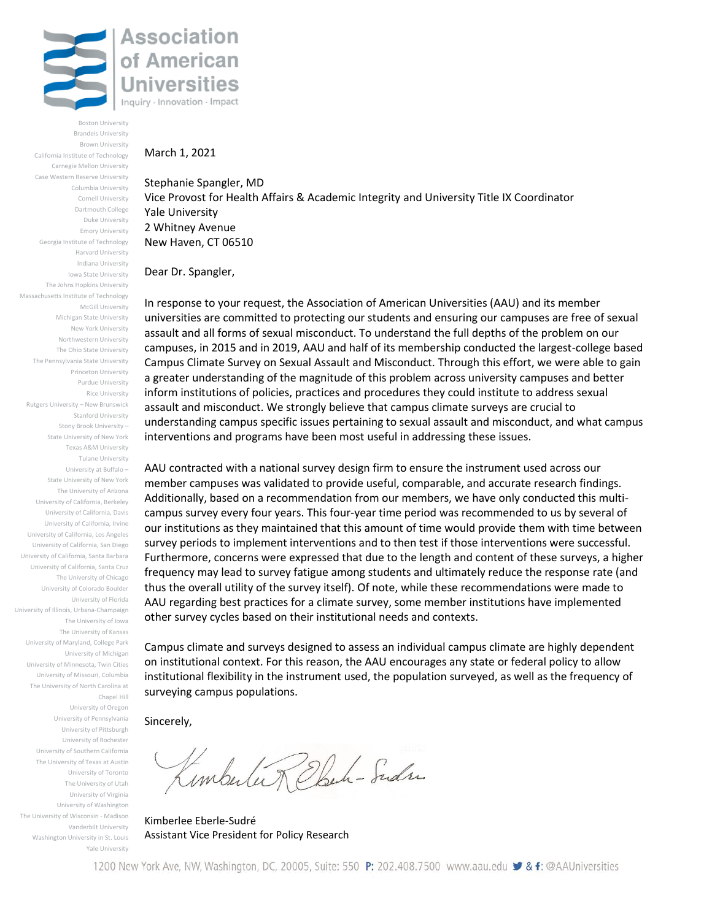# Association of American Universities

Inquiry · Innovation · Impact

Boston University
Brandeis University
Brown University
California Institute of Technology
Carnegie Mellon University
Case Western Reserve University
Columbia University
Cornell University
Dartmouth College
Duke University
Emory University
Georgia Institute of Technology
Harvard University
Indiana University
Iowa State University
The Johns Hopkins University
Massachusetts Institute of Technology
McGill University
Michigan State University
New York University
Northwestern University
The Ohio State University
The Pennsylvania State University
Princeton University
Purdue University
Rice University
Rutgers University – New Brunswick
Stanford University
Stony Brook University – State University of New York
Texas A&M University
Tulane University
University at Buffalo – State University of New York
The University of Arizona
University of California, Berkeley
University of California, Davis
University of California, Irvine
University of California, Los Angeles
University of California, San Diego
University of California, Santa Barbara
University of California, Santa Cruz
The University of Chicago
University of Colorado Boulder
University of Florida
University of Illinois, Urbana-Champaign
The University of Iowa
The University of Kansas
University of Maryland, College Park
University of Michigan
University of Minnesota, Twin Cities
University of Missouri, Columbia
The University of North Carolina at Chapel Hill
University of Oregon
University of Pennsylvania
University of Pittsburgh
University of Rochester
University of Southern California
The University of Texas at Austin
University of Toronto
The University of Utah
University of Virginia
University of Washington
The University of Wisconsin - Madison
Vanderbilt University
Washington University in St. Louis
Yale University

March 1, 2021

Stephanie Spangler, MD
Vice Provost for Health Affairs & Academic Integrity and University Title IX Coordinator
Yale University
2 Whitney Avenue
New Haven, CT 06510

Dear Dr. Spangler,

In response to your request, the Association of American Universities (AAU) and its member universities are committed to protecting our students and ensuring our campuses are free of sexual assault and all forms of sexual misconduct. To understand the full depths of the problem on our campuses, in 2015 and in 2019, AAU and half of its membership conducted the largest-college based Campus Climate Survey on Sexual Assault and Misconduct. Through this effort, we were able to gain a greater understanding of the magnitude of this problem across university campuses and better inform institutions of policies, practices and procedures they could institute to address sexual assault and misconduct. We strongly believe that campus climate surveys are crucial to understanding campus specific issues pertaining to sexual assault and misconduct, and what campus interventions and programs have been most useful in addressing these issues.

AAU contracted with a national survey design firm to ensure the instrument used across our member campuses was validated to provide useful, comparable, and accurate research findings. Additionally, based on a recommendation from our members, we have only conducted this multi-campus survey every four years. This four-year time period was recommended to us by several of our institutions as they maintained that this amount of time would provide them with time between survey periods to implement interventions and to then test if those interventions were successful. Furthermore, concerns were expressed that due to the length and content of these surveys, a higher frequency may lead to survey fatigue among students and ultimately reduce the response rate (and thus the overall utility of the survey itself). Of note, while these recommendations were made to AAU regarding best practices for a climate survey, some member institutions have implemented other survey cycles based on their institutional needs and contexts.

Campus climate and surveys designed to assess an individual campus climate are highly dependent on institutional context. For this reason, the AAU encourages any state or federal policy to allow institutional flexibility in the instrument used, the population surveyed, as well as the frequency of surveying campus populations.

Sincerely,

Kimberlee Eberle-Sudré
Assistant Vice President for Policy Research

1200 New York Ave, NW, Washington, DC, 20005, Suite: 550 P: 202.408.7500 www.aau.edu & f: @AAUniversities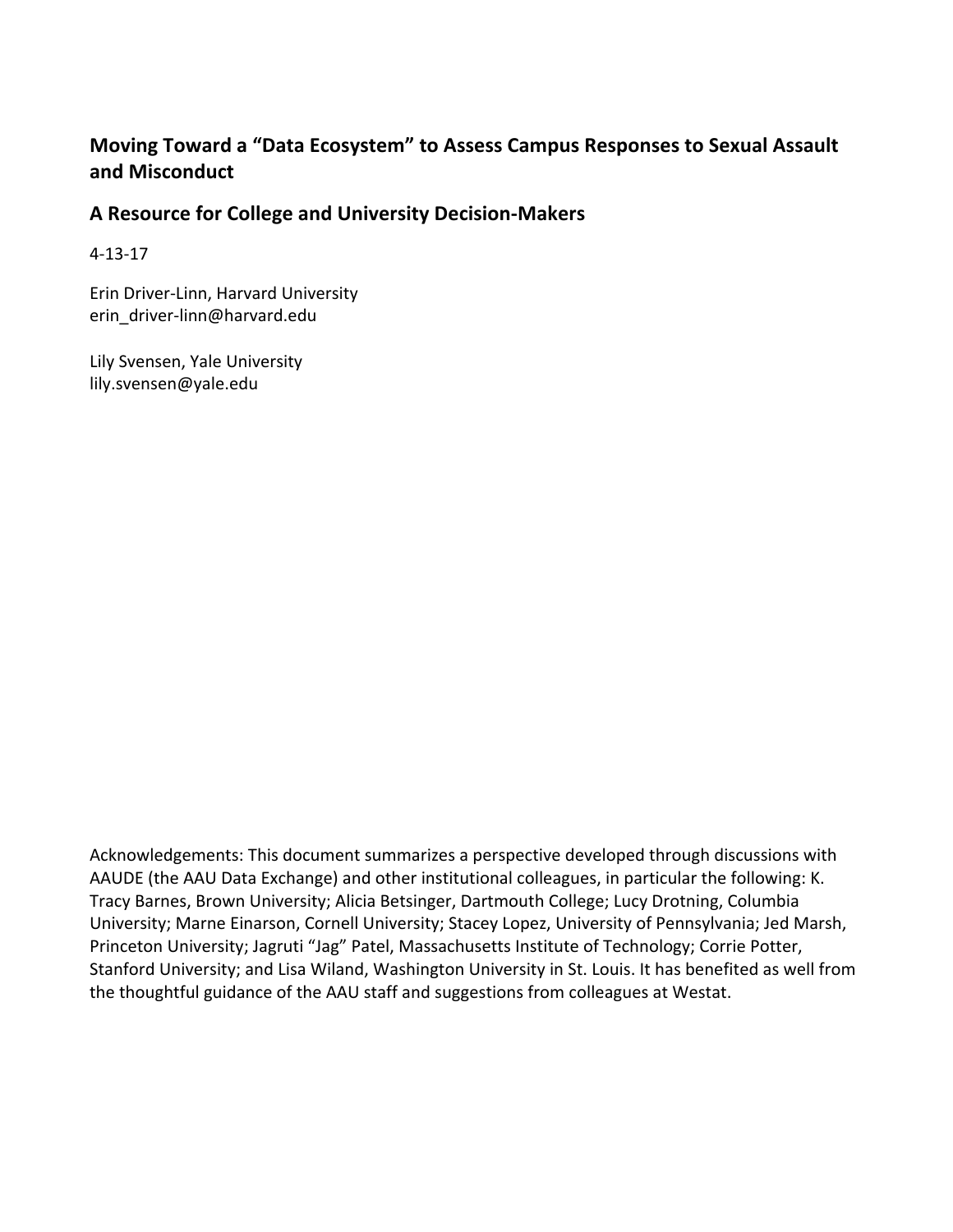## Moving Toward a "Data Ecosystem" to Assess Campus Responses to Sexual Assault and Misconduct

## A Resource for College and University Decision-Makers

4-13-17

Erin Driver-Linn, Harvard University
erin_driver-linn@harvard.edu

Lily Svensen, Yale University
lily.svensen@yale.edu

Acknowledgements: This document summarizes a perspective developed through discussions with AAUDE (the AAU Data Exchange) and other institutional colleagues, in particular the following: K. Tracy Barnes, Brown University; Alicia Betsinger, Dartmouth College; Lucy Drotning, Columbia University; Marne Einarson, Cornell University; Stacey Lopez, University of Pennsylvania; Jed Marsh, Princeton University; Jagruti "Jag" Patel, Massachusetts Institute of Technology; Corrie Potter, Stanford University; and Lisa Wiland, Washington University in St. Louis. It has benefited as well from the thoughtful guidance of the AAU staff and suggestions from colleagues at Westat.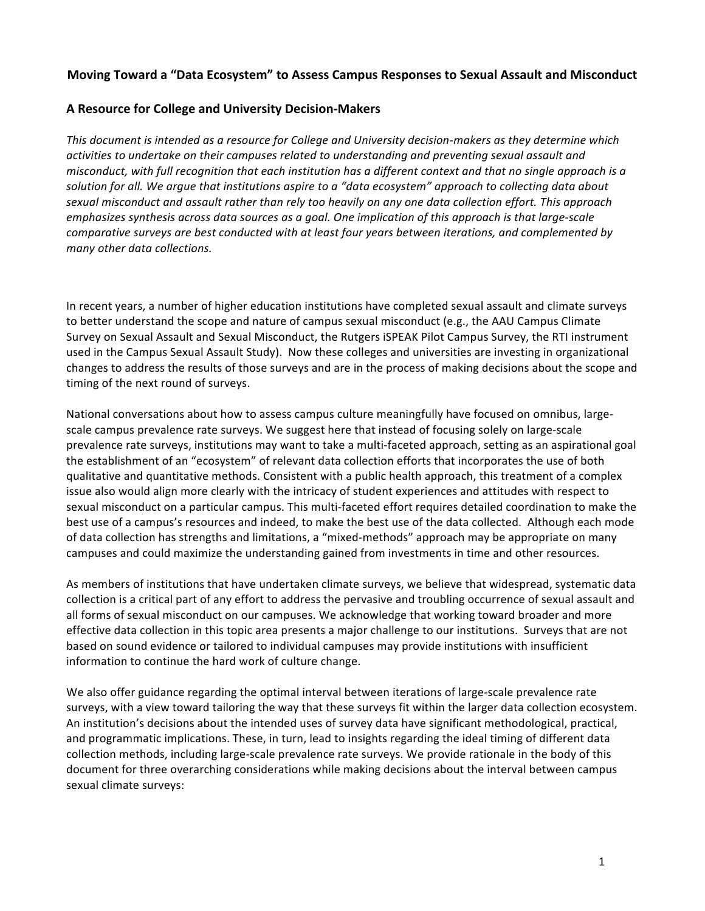## Moving Toward a "Data Ecosystem" to Assess Campus Responses to Sexual Assault and Misconduct

### A Resource for College and University Decision-Makers

*This document is intended as a resource for College and University decision-makers as they determine which activities to undertake on their campuses related to understanding and preventing sexual assault and misconduct, with full recognition that each institution has a different context and that no single approach is a solution for all. We argue that institutions aspire to a "data ecosystem" approach to collecting data about sexual misconduct and assault rather than rely too heavily on any one data collection effort. This approach emphasizes synthesis across data sources as a goal. One implication of this approach is that large-scale comparative surveys are best conducted with at least four years between iterations, and complemented by many other data collections.*

In recent years, a number of higher education institutions have completed sexual assault and climate surveys to better understand the scope and nature of campus sexual misconduct (e.g., the AAU Campus Climate Survey on Sexual Assault and Sexual Misconduct, the Rutgers iSPEAK Pilot Campus Survey, the RTI instrument used in the Campus Sexual Assault Study). Now these colleges and universities are investing in organizational changes to address the results of those surveys and are in the process of making decisions about the scope and timing of the next round of surveys.

National conversations about how to assess campus culture meaningfully have focused on omnibus, large-scale campus prevalence rate surveys. We suggest here that instead of focusing solely on large-scale prevalence rate surveys, institutions may want to take a multi-faceted approach, setting as an aspirational goal the establishment of an "ecosystem" of relevant data collection efforts that incorporates the use of both qualitative and quantitative methods. Consistent with a public health approach, this treatment of a complex issue also would align more clearly with the intricacy of student experiences and attitudes with respect to sexual misconduct on a particular campus. This multi-faceted effort requires detailed coordination to make the best use of a campus's resources and indeed, to make the best use of the data collected. Although each mode of data collection has strengths and limitations, a "mixed-methods" approach may be appropriate on many campuses and could maximize the understanding gained from investments in time and other resources.

As members of institutions that have undertaken climate surveys, we believe that widespread, systematic data collection is a critical part of any effort to address the pervasive and troubling occurrence of sexual assault and all forms of sexual misconduct on our campuses. We acknowledge that working toward broader and more effective data collection in this topic area presents a major challenge to our institutions. Surveys that are not based on sound evidence or tailored to individual campuses may provide institutions with insufficient information to continue the hard work of culture change.

We also offer guidance regarding the optimal interval between iterations of large-scale prevalence rate surveys, with a view toward tailoring the way that these surveys fit within the larger data collection ecosystem. An institution's decisions about the intended uses of survey data have significant methodological, practical, and programmatic implications. These, in turn, lead to insights regarding the ideal timing of different data collection methods, including large-scale prevalence rate surveys. We provide rationale in the body of this document for three overarching considerations while making decisions about the interval between campus sexual climate surveys: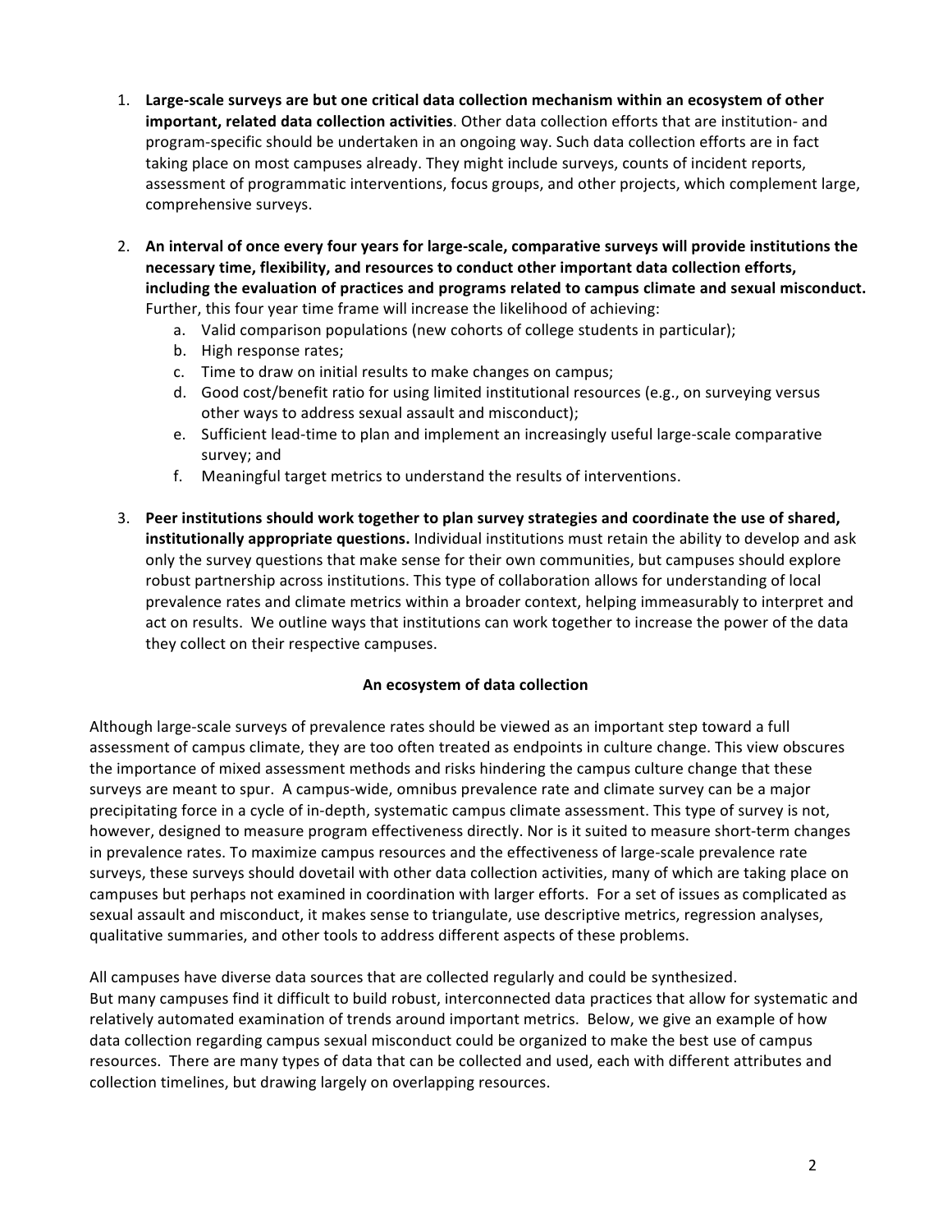1. **Large-scale surveys are but one critical data collection mechanism within an ecosystem of other important, related data collection activities**. Other data collection efforts that are institution- and program-specific should be undertaken in an ongoing way. Such data collection efforts are in fact taking place on most campuses already. They might include surveys, counts of incident reports, assessment of programmatic interventions, focus groups, and other projects, which complement large, comprehensive surveys.

2. **An interval of once every four years for large-scale, comparative surveys will provide institutions the necessary time, flexibility, and resources to conduct other important data collection efforts, including the evaluation of practices and programs related to campus climate and sexual misconduct.** Further, this four year time frame will increase the likelihood of achieving:
   a. Valid comparison populations (new cohorts of college students in particular);
   b. High response rates;
   c. Time to draw on initial results to make changes on campus;
   d. Good cost/benefit ratio for using limited institutional resources (e.g., on surveying versus other ways to address sexual assault and misconduct);
   e. Sufficient lead-time to plan and implement an increasingly useful large-scale comparative survey; and
   f. Meaningful target metrics to understand the results of interventions.

3. **Peer institutions should work together to plan survey strategies and coordinate the use of shared, institutionally appropriate questions.** Individual institutions must retain the ability to develop and ask only the survey questions that make sense for their own communities, but campuses should explore robust partnership across institutions. This type of collaboration allows for understanding of local prevalence rates and climate metrics within a broader context, helping immeasurably to interpret and act on results. We outline ways that institutions can work together to increase the power of the data they collect on their respective campuses.

## An ecosystem of data collection

Although large-scale surveys of prevalence rates should be viewed as an important step toward a full assessment of campus climate, they are too often treated as endpoints in culture change. This view obscures the importance of mixed assessment methods and risks hindering the campus culture change that these surveys are meant to spur. A campus-wide, omnibus prevalence rate and climate survey can be a major precipitating force in a cycle of in-depth, systematic campus climate assessment. This type of survey is not, however, designed to measure program effectiveness directly. Nor is it suited to measure short-term changes in prevalence rates. To maximize campus resources and the effectiveness of large-scale prevalence rate surveys, these surveys should dovetail with other data collection activities, many of which are taking place on campuses but perhaps not examined in coordination with larger efforts. For a set of issues as complicated as sexual assault and misconduct, it makes sense to triangulate, use descriptive metrics, regression analyses, qualitative summaries, and other tools to address different aspects of these problems.

All campuses have diverse data sources that are collected regularly and could be synthesized. But many campuses find it difficult to build robust, interconnected data practices that allow for systematic and relatively automated examination of trends around important metrics. Below, we give an example of how data collection regarding campus sexual misconduct could be organized to make the best use of campus resources. There are many types of data that can be collected and used, each with different attributes and collection timelines, but drawing largely on overlapping resources.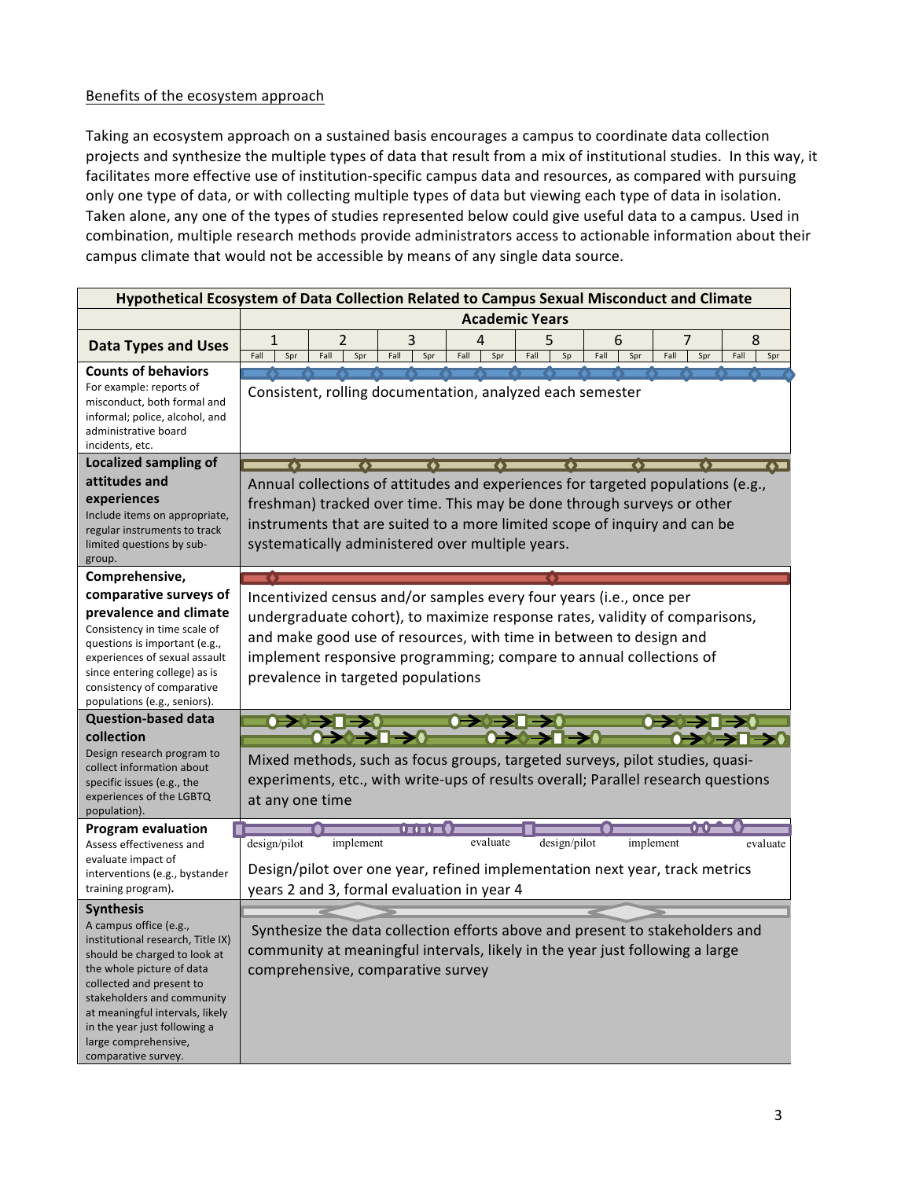Benefits of the ecosystem approach

Taking an ecosystem approach on a sustained basis encourages a campus to coordinate data collection projects and synthesize the multiple types of data that result from a mix of institutional studies. In this way, it facilitates more effective use of institution-specific campus data and resources, as compared with pursuing only one type of data, or with collecting multiple types of data but viewing each type of data in isolation. Taken alone, any one of the types of studies represented below could give useful data to a campus. Used in combination, multiple research methods provide administrators access to actionable information about their campus climate that would not be accessible by means of any single data source.

| Hypothetical Ecosystem of Data Collection Related to Campus Sexual Misconduct and Climate | |
|---|---|
| **Data Types and Uses** | **Academic Years** 1 (Fall, Spr) · 2 (Fall, Spr) · 3 (Fall, Spr) · 4 (Fall, Spr) · 5 (Fall, Sp) · 6 (Fall, Spr) · 7 (Fall, Spr) · 8 (Fall, Spr) |
| **Counts of behaviors** For example: reports of misconduct, both formal and informal; police, alcohol, and administrative board incidents, etc. | Consistent, rolling documentation, analyzed each semester |
| **Localized sampling of attitudes and experiences** Include items on appropriate, regular instruments to track limited questions by sub-group. | Annual collections of attitudes and experiences for targeted populations (e.g., freshman) tracked over time. This may be done through surveys or other instruments that are suited to a more limited scope of inquiry and can be systematically administered over multiple years. |
| **Comprehensive, comparative surveys of prevalence and climate** Consistency in time scale of questions is important (e.g., experiences of sexual assault since entering college) as is consistency of comparative populations (e.g., seniors). | Incentivized census and/or samples every four years (i.e., once per undergraduate cohort), to maximize response rates, validity of comparisons, and make good use of resources, with time in between to design and implement responsive programming; compare to annual collections of prevalence in targeted populations |
| **Question-based data collection** Design research program to collect information about specific issues (e.g., the experiences of the LGBTQ population). | Mixed methods, such as focus groups, targeted surveys, pilot studies, quasi-experiments, etc., with write-ups of results overall; Parallel research questions at any one time |
| **Program evaluation** Assess effectiveness and evaluate impact of interventions (e.g., bystander training program). | design/pilot · implement · evaluate · design/pilot · implement · evaluate<br>Design/pilot over one year, refined implementation next year, track metrics years 2 and 3, formal evaluation in year 4 |
| **Synthesis** A campus office (e.g., institutional research, Title IX) should be charged to look at the whole picture of data collected and present to stakeholders and community at meaningful intervals, likely in the year just following a large comprehensive, comparative survey. | Synthesize the data collection efforts above and present to stakeholders and community at meaningful intervals, likely in the year just following a large comprehensive, comparative survey |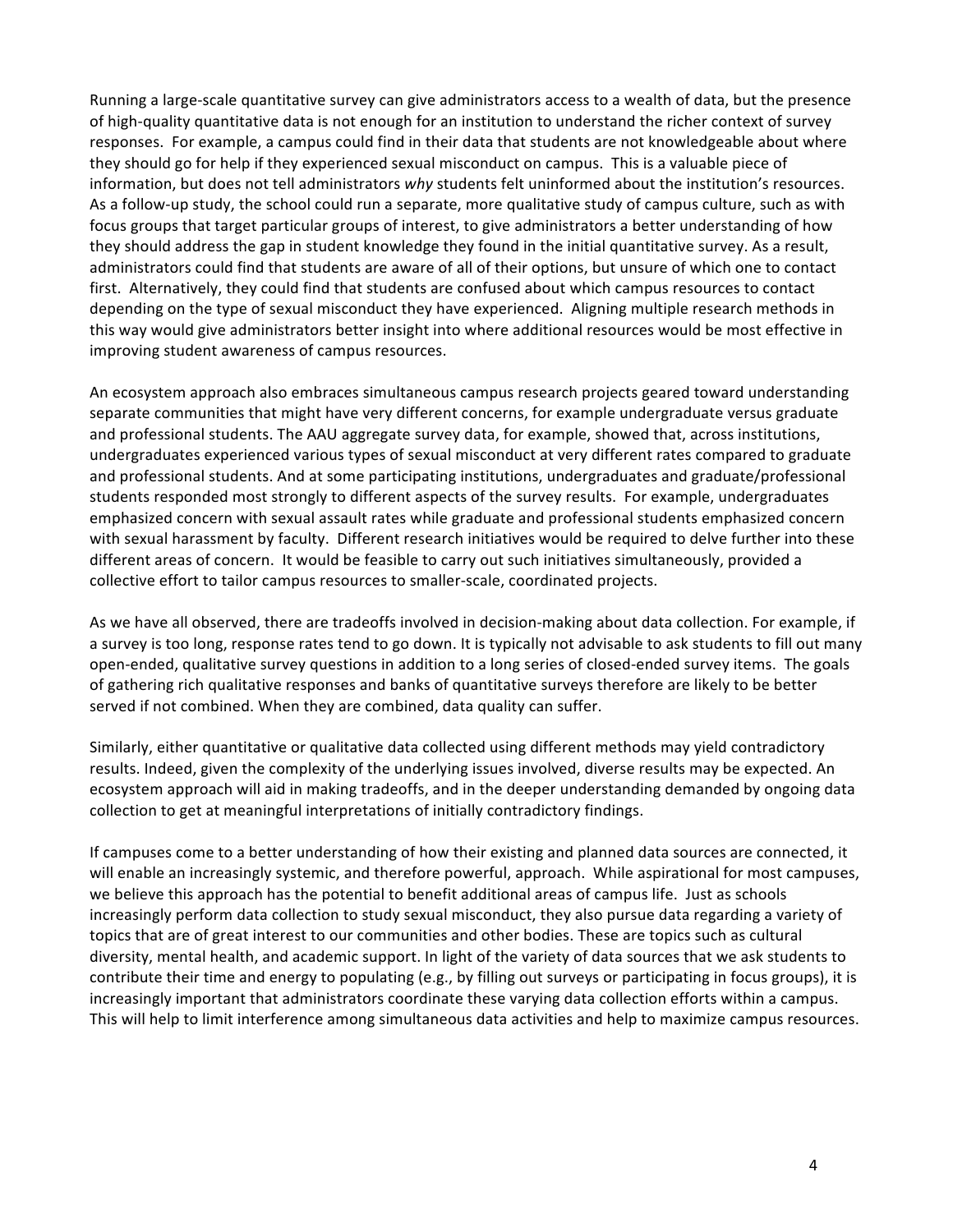Running a large-scale quantitative survey can give administrators access to a wealth of data, but the presence of high-quality quantitative data is not enough for an institution to understand the richer context of survey responses. For example, a campus could find in their data that students are not knowledgeable about where they should go for help if they experienced sexual misconduct on campus. This is a valuable piece of information, but does not tell administrators *why* students felt uninformed about the institution's resources. As a follow-up study, the school could run a separate, more qualitative study of campus culture, such as with focus groups that target particular groups of interest, to give administrators a better understanding of how they should address the gap in student knowledge they found in the initial quantitative survey. As a result, administrators could find that students are aware of all of their options, but unsure of which one to contact first. Alternatively, they could find that students are confused about which campus resources to contact depending on the type of sexual misconduct they have experienced. Aligning multiple research methods in this way would give administrators better insight into where additional resources would be most effective in improving student awareness of campus resources.

An ecosystem approach also embraces simultaneous campus research projects geared toward understanding separate communities that might have very different concerns, for example undergraduate versus graduate and professional students. The AAU aggregate survey data, for example, showed that, across institutions, undergraduates experienced various types of sexual misconduct at very different rates compared to graduate and professional students. And at some participating institutions, undergraduates and graduate/professional students responded most strongly to different aspects of the survey results. For example, undergraduates emphasized concern with sexual assault rates while graduate and professional students emphasized concern with sexual harassment by faculty. Different research initiatives would be required to delve further into these different areas of concern. It would be feasible to carry out such initiatives simultaneously, provided a collective effort to tailor campus resources to smaller-scale, coordinated projects.

As we have all observed, there are tradeoffs involved in decision-making about data collection. For example, if a survey is too long, response rates tend to go down. It is typically not advisable to ask students to fill out many open-ended, qualitative survey questions in addition to a long series of closed-ended survey items. The goals of gathering rich qualitative responses and banks of quantitative surveys therefore are likely to be better served if not combined. When they are combined, data quality can suffer.

Similarly, either quantitative or qualitative data collected using different methods may yield contradictory results. Indeed, given the complexity of the underlying issues involved, diverse results may be expected. An ecosystem approach will aid in making tradeoffs, and in the deeper understanding demanded by ongoing data collection to get at meaningful interpretations of initially contradictory findings.

If campuses come to a better understanding of how their existing and planned data sources are connected, it will enable an increasingly systemic, and therefore powerful, approach. While aspirational for most campuses, we believe this approach has the potential to benefit additional areas of campus life. Just as schools increasingly perform data collection to study sexual misconduct, they also pursue data regarding a variety of topics that are of great interest to our communities and other bodies. These are topics such as cultural diversity, mental health, and academic support. In light of the variety of data sources that we ask students to contribute their time and energy to populating (e.g., by filling out surveys or participating in focus groups), it is increasingly important that administrators coordinate these varying data collection efforts within a campus. This will help to limit interference among simultaneous data activities and help to maximize campus resources.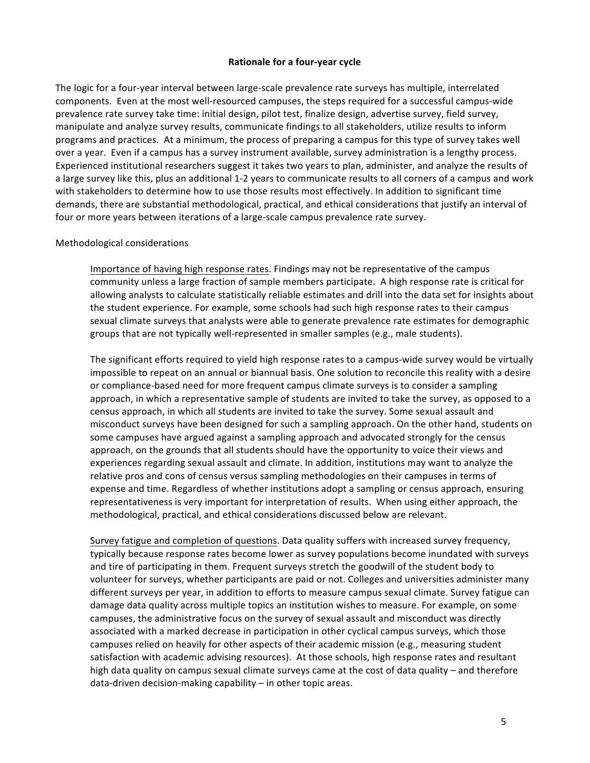## Rationale for a four-year cycle

The logic for a four-year interval between large-scale prevalence rate surveys has multiple, interrelated components. Even at the most well-resourced campuses, the steps required for a successful campus-wide prevalence rate survey take time: initial design, pilot test, finalize design, advertise survey, field survey, manipulate and analyze survey results, communicate findings to all stakeholders, utilize results to inform programs and practices. At a minimum, the process of preparing a campus for this type of survey takes well over a year. Even if a campus has a survey instrument available, survey administration is a lengthy process. Experienced institutional researchers suggest it takes two years to plan, administer, and analyze the results of a large survey like this, plus an additional 1-2 years to communicate results to all corners of a campus and work with stakeholders to determine how to use those results most effectively. In addition to significant time demands, there are substantial methodological, practical, and ethical considerations that justify an interval of four or more years between iterations of a large-scale campus prevalence rate survey.

### Methodological considerations

<u>Importance of having high response rates</u>. Findings may not be representative of the campus community unless a large fraction of sample members participate. A high response rate is critical for allowing analysts to calculate statistically reliable estimates and drill into the data set for insights about the student experience. For example, some schools had such high response rates to their campus sexual climate surveys that analysts were able to generate prevalence rate estimates for demographic groups that are not typically well-represented in smaller samples (e.g., male students).

The significant efforts required to yield high response rates to a campus-wide survey would be virtually impossible to repeat on an annual or biannual basis. One solution to reconcile this reality with a desire or compliance-based need for more frequent campus climate surveys is to consider a sampling approach, in which a representative sample of students are invited to take the survey, as opposed to a census approach, in which all students are invited to take the survey. Some sexual assault and misconduct surveys have been designed for such a sampling approach. On the other hand, students on some campuses have argued against a sampling approach and advocated strongly for the census approach, on the grounds that all students should have the opportunity to voice their views and experiences regarding sexual assault and climate. In addition, institutions may want to analyze the relative pros and cons of census versus sampling methodologies on their campuses in terms of expense and time. Regardless of whether institutions adopt a sampling or census approach, ensuring representativeness is very important for interpretation of results. When using either approach, the methodological, practical, and ethical considerations discussed below are relevant.

<u>Survey fatigue and completion of questions</u>. Data quality suffers with increased survey frequency, typically because response rates become lower as survey populations become inundated with surveys and tire of participating in them. Frequent surveys stretch the goodwill of the student body to volunteer for surveys, whether participants are paid or not. Colleges and universities administer many different surveys per year, in addition to efforts to measure campus sexual climate. Survey fatigue can damage data quality across multiple topics an institution wishes to measure. For example, on some campuses, the administrative focus on the survey of sexual assault and misconduct was directly associated with a marked decrease in participation in other cyclical campus surveys, which those campuses relied on heavily for other aspects of their academic mission (e.g., measuring student satisfaction with academic advising resources). At those schools, high response rates and resultant high data quality on campus sexual climate surveys came at the cost of data quality – and therefore data-driven decision-making capability – in other topic areas.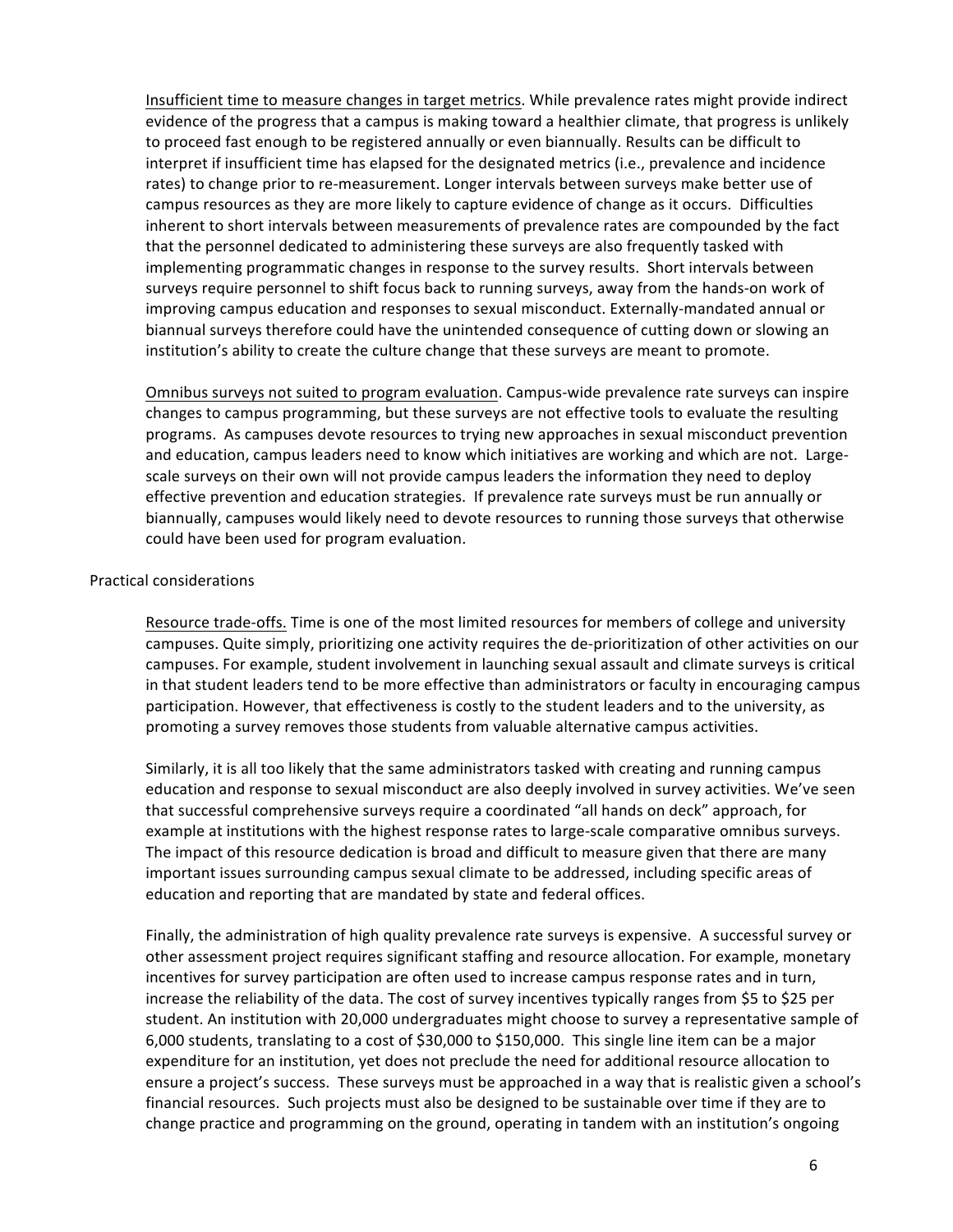Insufficient time to measure changes in target metrics. While prevalence rates might provide indirect evidence of the progress that a campus is making toward a healthier climate, that progress is unlikely to proceed fast enough to be registered annually or even biannually. Results can be difficult to interpret if insufficient time has elapsed for the designated metrics (i.e., prevalence and incidence rates) to change prior to re-measurement. Longer intervals between surveys make better use of campus resources as they are more likely to capture evidence of change as it occurs. Difficulties inherent to short intervals between measurements of prevalence rates are compounded by the fact that the personnel dedicated to administering these surveys are also frequently tasked with implementing programmatic changes in response to the survey results. Short intervals between surveys require personnel to shift focus back to running surveys, away from the hands-on work of improving campus education and responses to sexual misconduct. Externally-mandated annual or biannual surveys therefore could have the unintended consequence of cutting down or slowing an institution's ability to create the culture change that these surveys are meant to promote.

Omnibus surveys not suited to program evaluation. Campus-wide prevalence rate surveys can inspire changes to campus programming, but these surveys are not effective tools to evaluate the resulting programs. As campuses devote resources to trying new approaches in sexual misconduct prevention and education, campus leaders need to know which initiatives are working and which are not. Large-scale surveys on their own will not provide campus leaders the information they need to deploy effective prevention and education strategies. If prevalence rate surveys must be run annually or biannually, campuses would likely need to devote resources to running those surveys that otherwise could have been used for program evaluation.

Practical considerations

Resource trade-offs. Time is one of the most limited resources for members of college and university campuses. Quite simply, prioritizing one activity requires the de-prioritization of other activities on our campuses. For example, student involvement in launching sexual assault and climate surveys is critical in that student leaders tend to be more effective than administrators or faculty in encouraging campus participation. However, that effectiveness is costly to the student leaders and to the university, as promoting a survey removes those students from valuable alternative campus activities.

Similarly, it is all too likely that the same administrators tasked with creating and running campus education and response to sexual misconduct are also deeply involved in survey activities. We've seen that successful comprehensive surveys require a coordinated "all hands on deck" approach, for example at institutions with the highest response rates to large-scale comparative omnibus surveys. The impact of this resource dedication is broad and difficult to measure given that there are many important issues surrounding campus sexual climate to be addressed, including specific areas of education and reporting that are mandated by state and federal offices.

Finally, the administration of high quality prevalence rate surveys is expensive. A successful survey or other assessment project requires significant staffing and resource allocation. For example, monetary incentives for survey participation are often used to increase campus response rates and in turn, increase the reliability of the data. The cost of survey incentives typically ranges from $5 to $25 per student. An institution with 20,000 undergraduates might choose to survey a representative sample of 6,000 students, translating to a cost of $30,000 to $150,000. This single line item can be a major expenditure for an institution, yet does not preclude the need for additional resource allocation to ensure a project's success. These surveys must be approached in a way that is realistic given a school's financial resources. Such projects must also be designed to be sustainable over time if they are to change practice and programming on the ground, operating in tandem with an institution's ongoing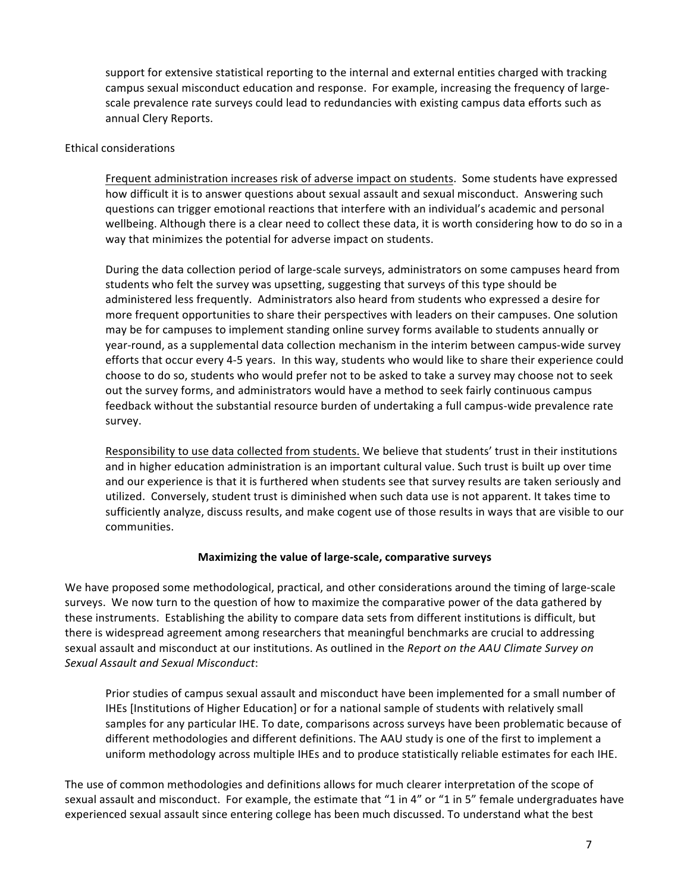support for extensive statistical reporting to the internal and external entities charged with tracking campus sexual misconduct education and response. For example, increasing the frequency of large-scale prevalence rate surveys could lead to redundancies with existing campus data efforts such as annual Clery Reports.

Ethical considerations

Frequent administration increases risk of adverse impact on students. Some students have expressed how difficult it is to answer questions about sexual assault and sexual misconduct. Answering such questions can trigger emotional reactions that interfere with an individual's academic and personal wellbeing. Although there is a clear need to collect these data, it is worth considering how to do so in a way that minimizes the potential for adverse impact on students.

During the data collection period of large-scale surveys, administrators on some campuses heard from students who felt the survey was upsetting, suggesting that surveys of this type should be administered less frequently. Administrators also heard from students who expressed a desire for more frequent opportunities to share their perspectives with leaders on their campuses. One solution may be for campuses to implement standing online survey forms available to students annually or year-round, as a supplemental data collection mechanism in the interim between campus-wide survey efforts that occur every 4-5 years. In this way, students who would like to share their experience could choose to do so, students who would prefer not to be asked to take a survey may choose not to seek out the survey forms, and administrators would have a method to seek fairly continuous campus feedback without the substantial resource burden of undertaking a full campus-wide prevalence rate survey.

Responsibility to use data collected from students. We believe that students' trust in their institutions and in higher education administration is an important cultural value. Such trust is built up over time and our experience is that it is furthered when students see that survey results are taken seriously and utilized. Conversely, student trust is diminished when such data use is not apparent. It takes time to sufficiently analyze, discuss results, and make cogent use of those results in ways that are visible to our communities.

## Maximizing the value of large-scale, comparative surveys

We have proposed some methodological, practical, and other considerations around the timing of large-scale surveys. We now turn to the question of how to maximize the comparative power of the data gathered by these instruments. Establishing the ability to compare data sets from different institutions is difficult, but there is widespread agreement among researchers that meaningful benchmarks are crucial to addressing sexual assault and misconduct at our institutions. As outlined in the *Report on the AAU Climate Survey on Sexual Assault and Sexual Misconduct*:

> Prior studies of campus sexual assault and misconduct have been implemented for a small number of IHEs [Institutions of Higher Education] or for a national sample of students with relatively small samples for any particular IHE. To date, comparisons across surveys have been problematic because of different methodologies and different definitions. The AAU study is one of the first to implement a uniform methodology across multiple IHEs and to produce statistically reliable estimates for each IHE.

The use of common methodologies and definitions allows for much clearer interpretation of the scope of sexual assault and misconduct. For example, the estimate that "1 in 4" or "1 in 5" female undergraduates have experienced sexual assault since entering college has been much discussed. To understand what the best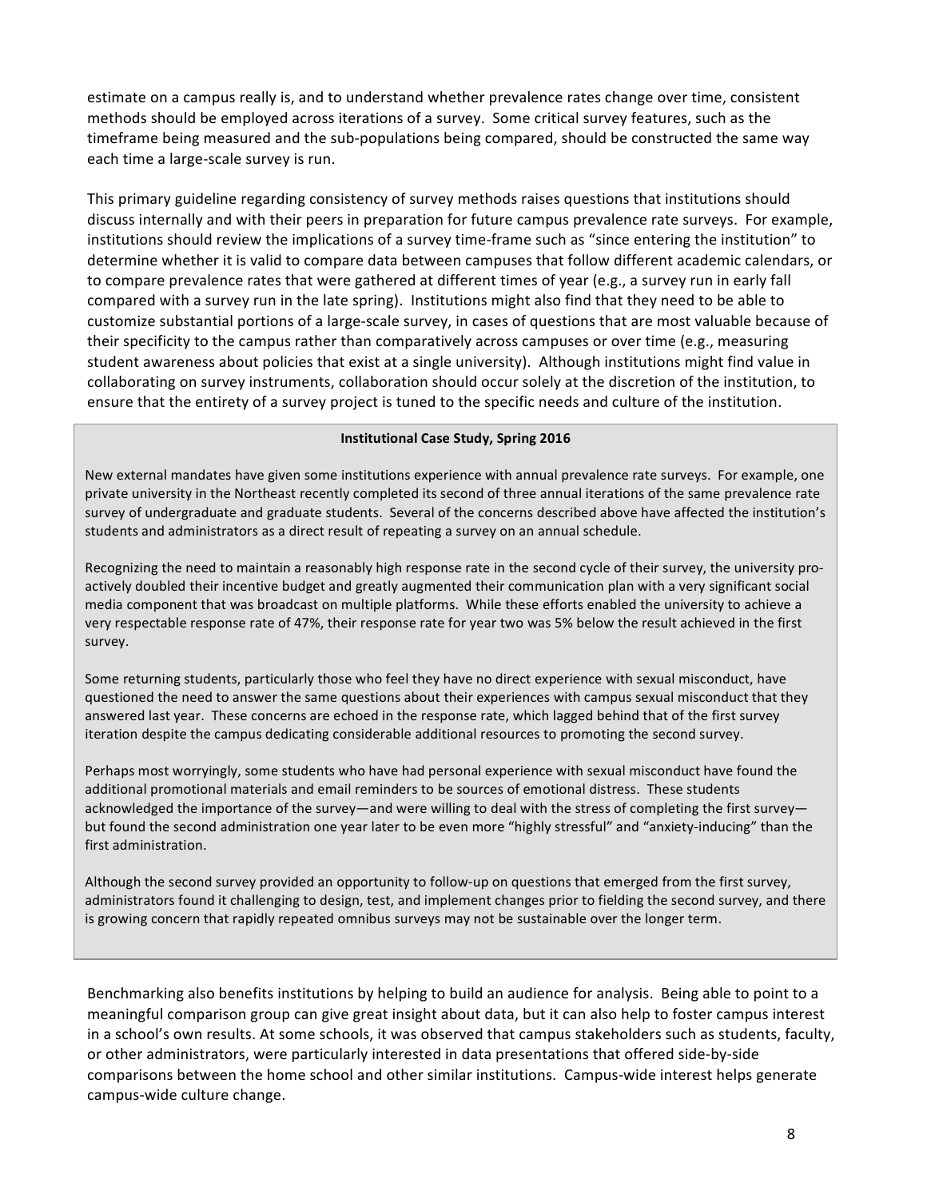estimate on a campus really is, and to understand whether prevalence rates change over time, consistent methods should be employed across iterations of a survey. Some critical survey features, such as the timeframe being measured and the sub-populations being compared, should be constructed the same way each time a large-scale survey is run.

This primary guideline regarding consistency of survey methods raises questions that institutions should discuss internally and with their peers in preparation for future campus prevalence rate surveys. For example, institutions should review the implications of a survey time-frame such as "since entering the institution" to determine whether it is valid to compare data between campuses that follow different academic calendars, or to compare prevalence rates that were gathered at different times of year (e.g., a survey run in early fall compared with a survey run in the late spring). Institutions might also find that they need to be able to customize substantial portions of a large-scale survey, in cases of questions that are most valuable because of their specificity to the campus rather than comparatively across campuses or over time (e.g., measuring student awareness about policies that exist at a single university). Although institutions might find value in collaborating on survey instruments, collaboration should occur solely at the discretion of the institution, to ensure that the entirety of a survey project is tuned to the specific needs and culture of the institution.

**Institutional Case Study, Spring 2016**

New external mandates have given some institutions experience with annual prevalence rate surveys. For example, one private university in the Northeast recently completed its second of three annual iterations of the same prevalence rate survey of undergraduate and graduate students. Several of the concerns described above have affected the institution's students and administrators as a direct result of repeating a survey on an annual schedule.

Recognizing the need to maintain a reasonably high response rate in the second cycle of their survey, the university pro-actively doubled their incentive budget and greatly augmented their communication plan with a very significant social media component that was broadcast on multiple platforms. While these efforts enabled the university to achieve a very respectable response rate of 47%, their response rate for year two was 5% below the result achieved in the first survey.

Some returning students, particularly those who feel they have no direct experience with sexual misconduct, have questioned the need to answer the same questions about their experiences with campus sexual misconduct that they answered last year. These concerns are echoed in the response rate, which lagged behind that of the first survey iteration despite the campus dedicating considerable additional resources to promoting the second survey.

Perhaps most worryingly, some students who have had personal experience with sexual misconduct have found the additional promotional materials and email reminders to be sources of emotional distress. These students acknowledged the importance of the survey—and were willing to deal with the stress of completing the first survey—but found the second administration one year later to be even more "highly stressful" and "anxiety-inducing" than the first administration.

Although the second survey provided an opportunity to follow-up on questions that emerged from the first survey, administrators found it challenging to design, test, and implement changes prior to fielding the second survey, and there is growing concern that rapidly repeated omnibus surveys may not be sustainable over the longer term.

Benchmarking also benefits institutions by helping to build an audience for analysis. Being able to point to a meaningful comparison group can give great insight about data, but it can also help to foster campus interest in a school's own results. At some schools, it was observed that campus stakeholders such as students, faculty, or other administrators, were particularly interested in data presentations that offered side-by-side comparisons between the home school and other similar institutions. Campus-wide interest helps generate campus-wide culture change.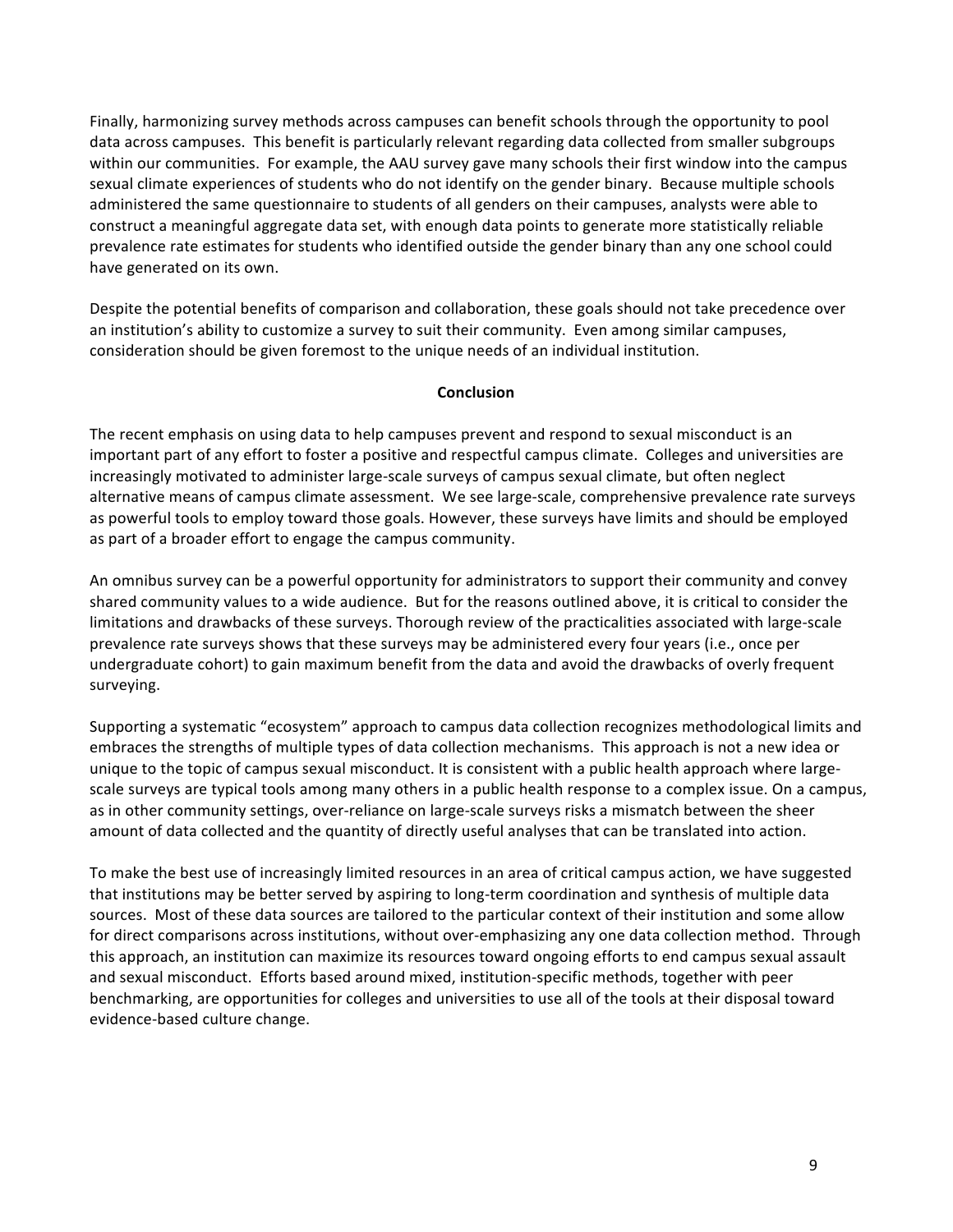Finally, harmonizing survey methods across campuses can benefit schools through the opportunity to pool data across campuses. This benefit is particularly relevant regarding data collected from smaller subgroups within our communities. For example, the AAU survey gave many schools their first window into the campus sexual climate experiences of students who do not identify on the gender binary. Because multiple schools administered the same questionnaire to students of all genders on their campuses, analysts were able to construct a meaningful aggregate data set, with enough data points to generate more statistically reliable prevalence rate estimates for students who identified outside the gender binary than any one school could have generated on its own.

Despite the potential benefits of comparison and collaboration, these goals should not take precedence over an institution's ability to customize a survey to suit their community. Even among similar campuses, consideration should be given foremost to the unique needs of an individual institution.

## Conclusion

The recent emphasis on using data to help campuses prevent and respond to sexual misconduct is an important part of any effort to foster a positive and respectful campus climate. Colleges and universities are increasingly motivated to administer large-scale surveys of campus sexual climate, but often neglect alternative means of campus climate assessment. We see large-scale, comprehensive prevalence rate surveys as powerful tools to employ toward those goals. However, these surveys have limits and should be employed as part of a broader effort to engage the campus community.

An omnibus survey can be a powerful opportunity for administrators to support their community and convey shared community values to a wide audience. But for the reasons outlined above, it is critical to consider the limitations and drawbacks of these surveys. Thorough review of the practicalities associated with large-scale prevalence rate surveys shows that these surveys may be administered every four years (i.e., once per undergraduate cohort) to gain maximum benefit from the data and avoid the drawbacks of overly frequent surveying.

Supporting a systematic "ecosystem" approach to campus data collection recognizes methodological limits and embraces the strengths of multiple types of data collection mechanisms. This approach is not a new idea or unique to the topic of campus sexual misconduct. It is consistent with a public health approach where large-scale surveys are typical tools among many others in a public health response to a complex issue. On a campus, as in other community settings, over-reliance on large-scale surveys risks a mismatch between the sheer amount of data collected and the quantity of directly useful analyses that can be translated into action.

To make the best use of increasingly limited resources in an area of critical campus action, we have suggested that institutions may be better served by aspiring to long-term coordination and synthesis of multiple data sources. Most of these data sources are tailored to the particular context of their institution and some allow for direct comparisons across institutions, without over-emphasizing any one data collection method. Through this approach, an institution can maximize its resources toward ongoing efforts to end campus sexual assault and sexual misconduct. Efforts based around mixed, institution-specific methods, together with peer benchmarking, are opportunities for colleges and universities to use all of the tools at their disposal toward evidence-based culture change.